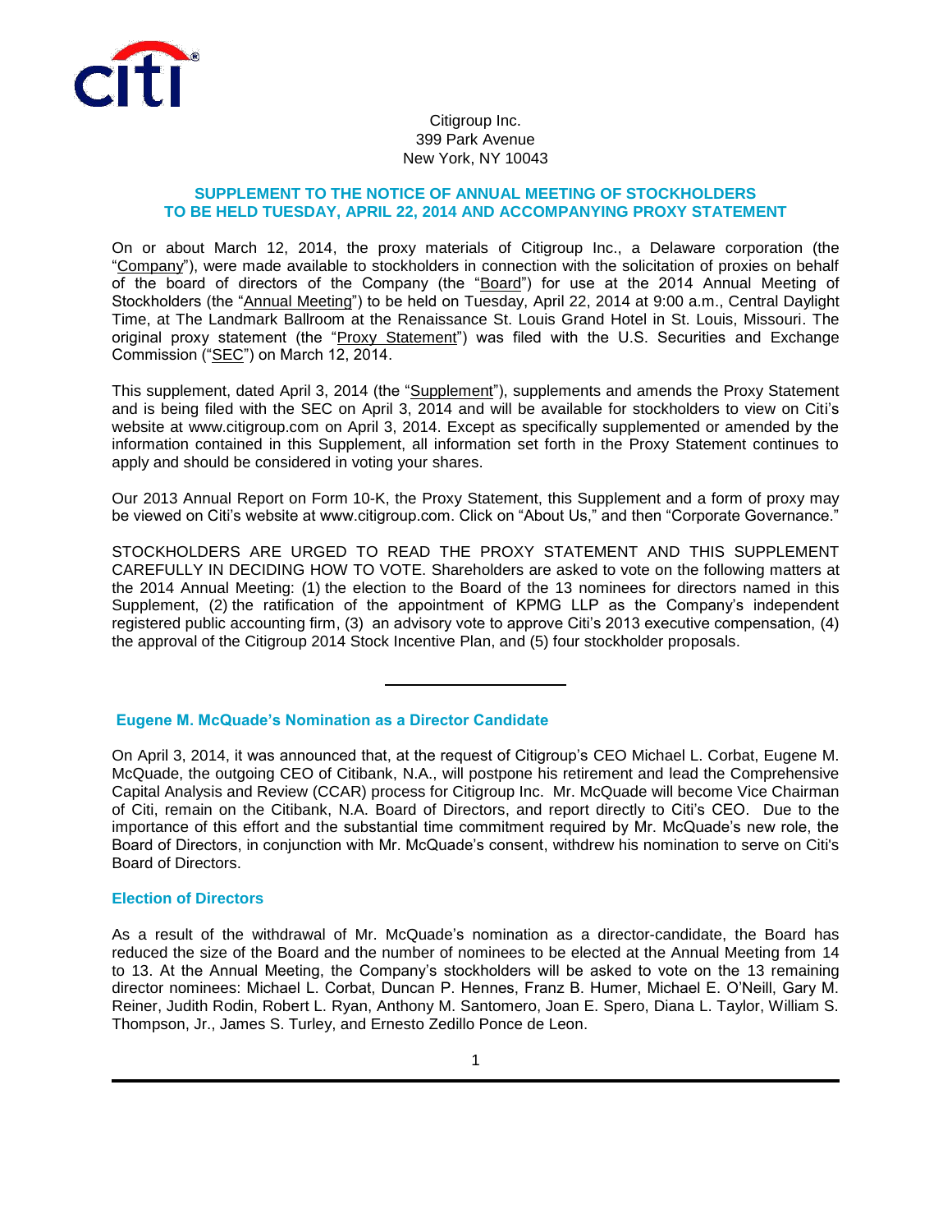Citigroup Inc.
399 Park Avenue
New York, NY 10043

## SUPPLEMENT TO THE NOTICE OF ANNUAL MEETING OF STOCKHOLDERS TO BE HELD TUESDAY, APRIL 22, 2014 AND ACCOMPANYING PROXY STATEMENT

On or about March 12, 2014, the proxy materials of Citigroup Inc., a Delaware corporation (the "Company"), were made available to stockholders in connection with the solicitation of proxies on behalf of the board of directors of the Company (the "Board") for use at the 2014 Annual Meeting of Stockholders (the "Annual Meeting") to be held on Tuesday, April 22, 2014 at 9:00 a.m., Central Daylight Time, at The Landmark Ballroom at the Renaissance St. Louis Grand Hotel in St. Louis, Missouri. The original proxy statement (the "Proxy Statement") was filed with the U.S. Securities and Exchange Commission ("SEC") on March 12, 2014.

This supplement, dated April 3, 2014 (the "Supplement"), supplements and amends the Proxy Statement and is being filed with the SEC on April 3, 2014 and will be available for stockholders to view on Citi's website at www.citigroup.com on April 3, 2014. Except as specifically supplemented or amended by the information contained in this Supplement, all information set forth in the Proxy Statement continues to apply and should be considered in voting your shares.

Our 2013 Annual Report on Form 10-K, the Proxy Statement, this Supplement and a form of proxy may be viewed on Citi's website at www.citigroup.com. Click on "About Us," and then "Corporate Governance."

STOCKHOLDERS ARE URGED TO READ THE PROXY STATEMENT AND THIS SUPPLEMENT CAREFULLY IN DECIDING HOW TO VOTE. Shareholders are asked to vote on the following matters at the 2014 Annual Meeting: (1) the election to the Board of the 13 nominees for directors named in this Supplement, (2) the ratification of the appointment of KPMG LLP as the Company's independent registered public accounting firm, (3) an advisory vote to approve Citi's 2013 executive compensation, (4) the approval of the Citigroup 2014 Stock Incentive Plan, and (5) four stockholder proposals.

---

### Eugene M. McQuade's Nomination as a Director Candidate

On April 3, 2014, it was announced that, at the request of Citigroup's CEO Michael L. Corbat, Eugene M. McQuade, the outgoing CEO of Citibank, N.A., will postpone his retirement and lead the Comprehensive Capital Analysis and Review (CCAR) process for Citigroup Inc. Mr. McQuade will become Vice Chairman of Citi, remain on the Citibank, N.A. Board of Directors, and report directly to Citi's CEO. Due to the importance of this effort and the substantial time commitment required by Mr. McQuade's new role, the Board of Directors, in conjunction with Mr. McQuade's consent, withdrew his nomination to serve on Citi's Board of Directors.

### Election of Directors

As a result of the withdrawal of Mr. McQuade's nomination as a director-candidate, the Board has reduced the size of the Board and the number of nominees to be elected at the Annual Meeting from 14 to 13. At the Annual Meeting, the Company's stockholders will be asked to vote on the 13 remaining director nominees: Michael L. Corbat, Duncan P. Hennes, Franz B. Humer, Michael E. O'Neill, Gary M. Reiner, Judith Rodin, Robert L. Ryan, Anthony M. Santomero, Joan E. Spero, Diana L. Taylor, William S. Thompson, Jr., James S. Turley, and Ernesto Zedillo Ponce de Leon.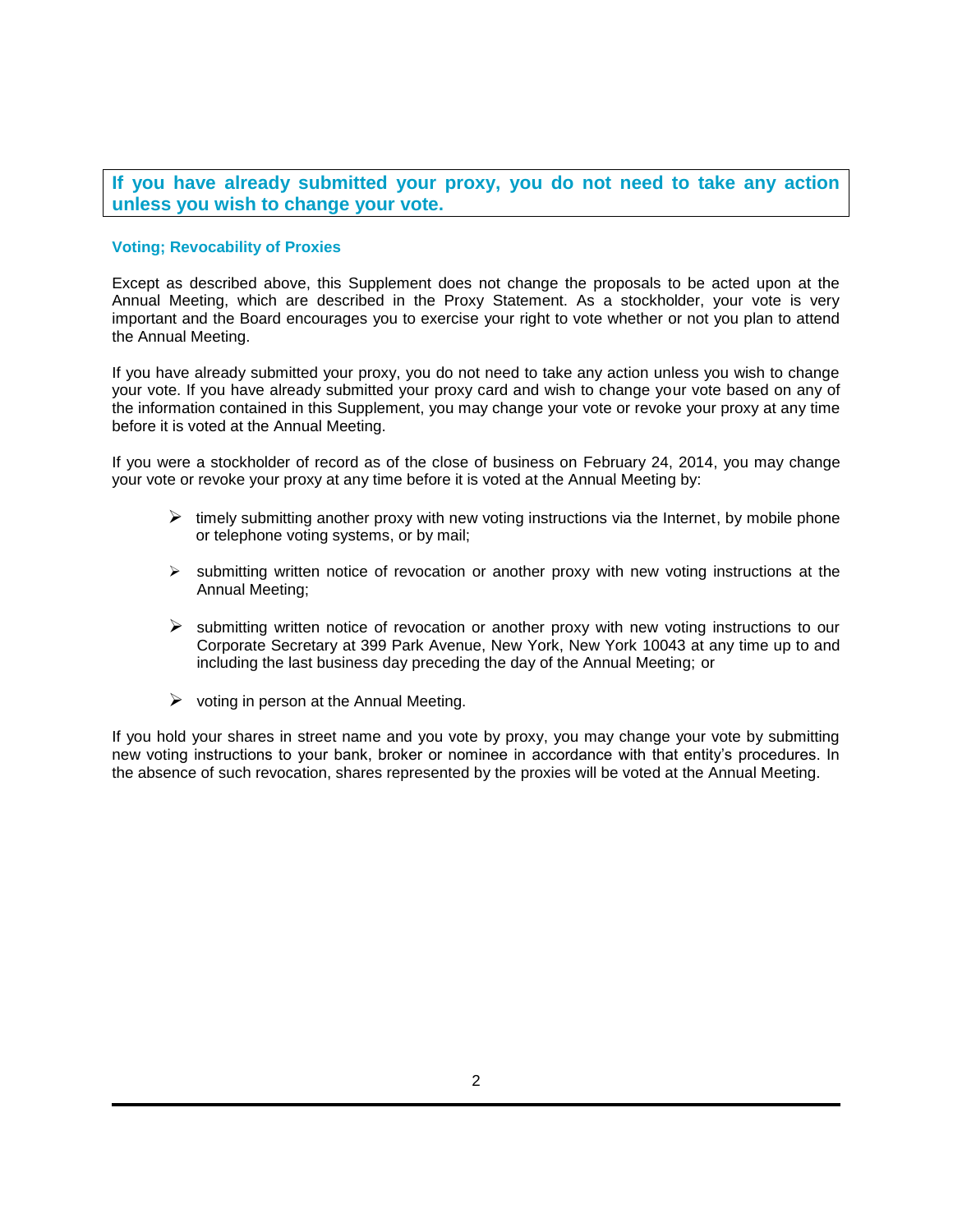**If you have already submitted your proxy, you do not need to take any action unless you wish to change your vote.**

### Voting; Revocability of Proxies

Except as described above, this Supplement does not change the proposals to be acted upon at the Annual Meeting, which are described in the Proxy Statement. As a stockholder, your vote is very important and the Board encourages you to exercise your right to vote whether or not you plan to attend the Annual Meeting.

If you have already submitted your proxy, you do not need to take any action unless you wish to change your vote. If you have already submitted your proxy card and wish to change your vote based on any of the information contained in this Supplement, you may change your vote or revoke your proxy at any time before it is voted at the Annual Meeting.

If you were a stockholder of record as of the close of business on February 24, 2014, you may change your vote or revoke your proxy at any time before it is voted at the Annual Meeting by:

- timely submitting another proxy with new voting instructions via the Internet, by mobile phone or telephone voting systems, or by mail;
- submitting written notice of revocation or another proxy with new voting instructions at the Annual Meeting;
- submitting written notice of revocation or another proxy with new voting instructions to our Corporate Secretary at 399 Park Avenue, New York, New York 10043 at any time up to and including the last business day preceding the day of the Annual Meeting; or
- voting in person at the Annual Meeting.

If you hold your shares in street name and you vote by proxy, you may change your vote by submitting new voting instructions to your bank, broker or nominee in accordance with that entity's procedures. In the absence of such revocation, shares represented by the proxies will be voted at the Annual Meeting.